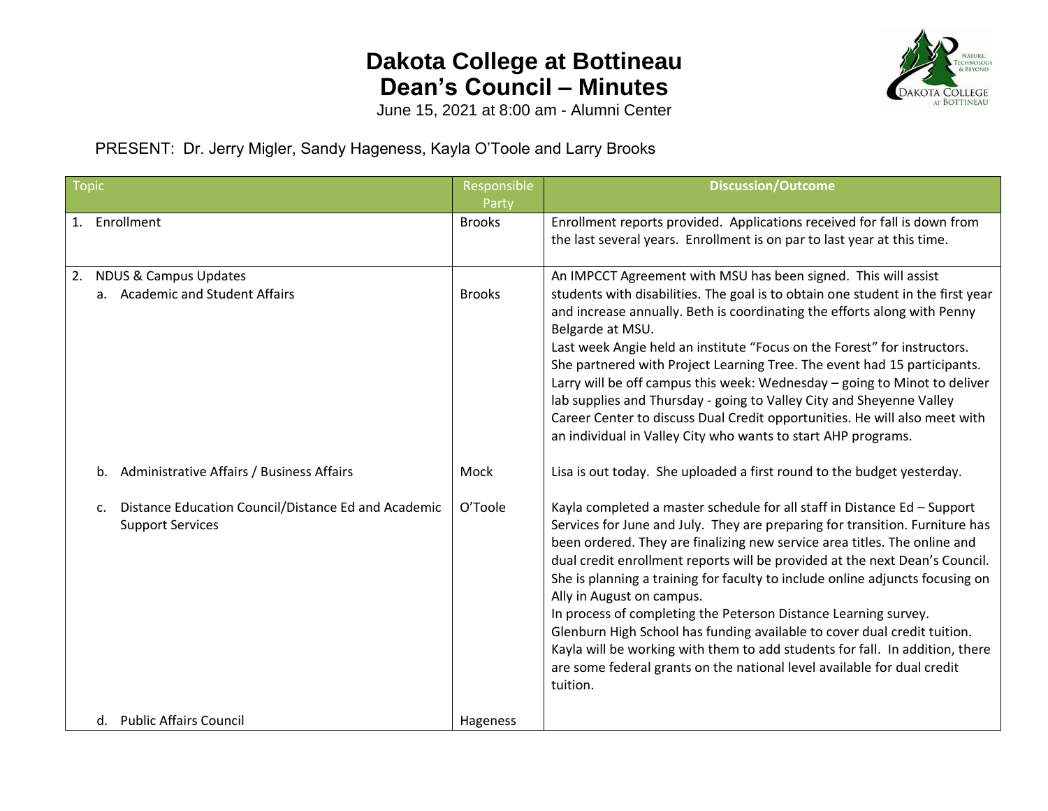# Dakota College at Bottineau
# Dean's Council – Minutes

June 15, 2021 at 8:00 am - Alumni Center

PRESENT: Dr. Jerry Migler, Sandy Hageness, Kayla O'Toole and Larry Brooks

| Topic | Responsible Party | Discussion/Outcome |
| --- | --- | --- |
| 1. Enrollment | Brooks | Enrollment reports provided. Applications received for fall is down from the last several years. Enrollment is on par to last year at this time. |
| 2. NDUS & Campus Updates<br>a. Academic and Student Affairs | Brooks | An IMPCCT Agreement with MSU has been signed. This will assist students with disabilities. The goal is to obtain one student in the first year and increase annually. Beth is coordinating the efforts along with Penny Belgarde at MSU.<br>Last week Angie held an institute "Focus on the Forest" for instructors. She partnered with Project Learning Tree. The event had 15 participants.<br>Larry will be off campus this week: Wednesday – going to Minot to deliver lab supplies and Thursday - going to Valley City and Sheyenne Valley Career Center to discuss Dual Credit opportunities. He will also meet with an individual in Valley City who wants to start AHP programs. |
| b. Administrative Affairs / Business Affairs | Mock | Lisa is out today. She uploaded a first round to the budget yesterday. |
| c. Distance Education Council/Distance Ed and Academic Support Services | O'Toole | Kayla completed a master schedule for all staff in Distance Ed – Support Services for June and July. They are preparing for transition. Furniture has been ordered. They are finalizing new service area titles. The online and dual credit enrollment reports will be provided at the next Dean's Council. She is planning a training for faculty to include online adjuncts focusing on Ally in August on campus.<br>In process of completing the Peterson Distance Learning survey.<br>Glenburn High School has funding available to cover dual credit tuition. Kayla will be working with them to add students for fall. In addition, there are some federal grants on the national level available for dual credit tuition. |
| d. Public Affairs Council | Hageness | |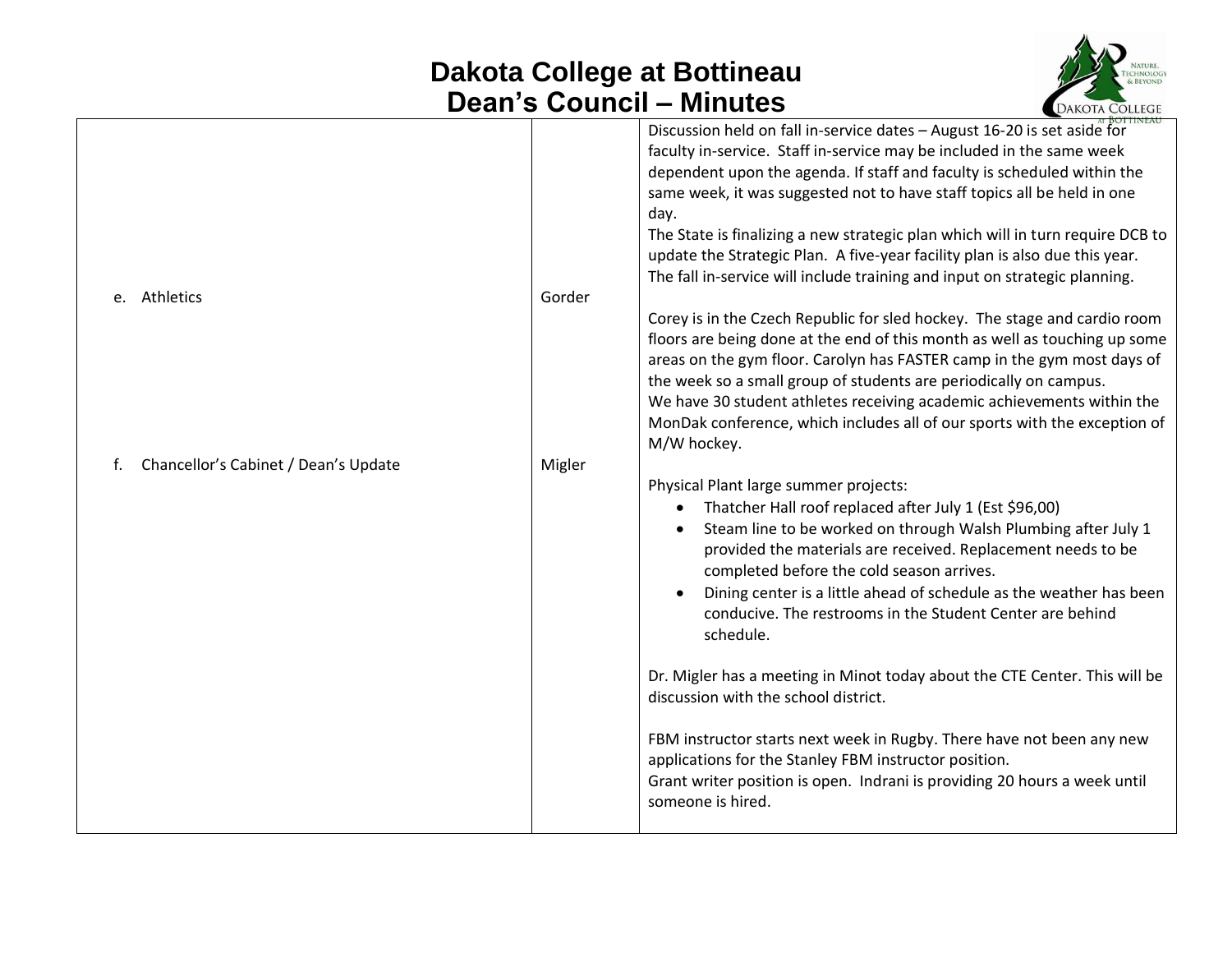# Dakota College at Bottineau
# Dean's Council – Minutes

| | | |
|---|---|---|
| | | Discussion held on fall in-service dates – August 16-20 is set aside for faculty in-service. Staff in-service may be included in the same week dependent upon the agenda. If staff and faculty is scheduled within the same week, it was suggested not to have staff topics all be held in one day.<br>The State is finalizing a new strategic plan which will in turn require DCB to update the Strategic Plan. A five-year facility plan is also due this year. The fall in-service will include training and input on strategic planning. |
| e. Athletics | Gorder | Corey is in the Czech Republic for sled hockey. The stage and cardio room floors are being done at the end of this month as well as touching up some areas on the gym floor. Carolyn has FASTER camp in the gym most days of the week so a small group of students are periodically on campus.<br>We have 30 student athletes receiving academic achievements within the MonDak conference, which includes all of our sports with the exception of M/W hockey. |
| f. Chancellor's Cabinet / Dean's Update | Migler | Physical Plant large summer projects:<br>• Thatcher Hall roof replaced after July 1 (Est $96,00)<br>• Steam line to be worked on through Walsh Plumbing after July 1 provided the materials are received. Replacement needs to be completed before the cold season arrives.<br>• Dining center is a little ahead of schedule as the weather has been conducive. The restrooms in the Student Center are behind schedule.<br><br>Dr. Migler has a meeting in Minot today about the CTE Center. This will be discussion with the school district.<br><br>FBM instructor starts next week in Rugby. There have not been any new applications for the Stanley FBM instructor position.<br>Grant writer position is open. Indrani is providing 20 hours a week until someone is hired. |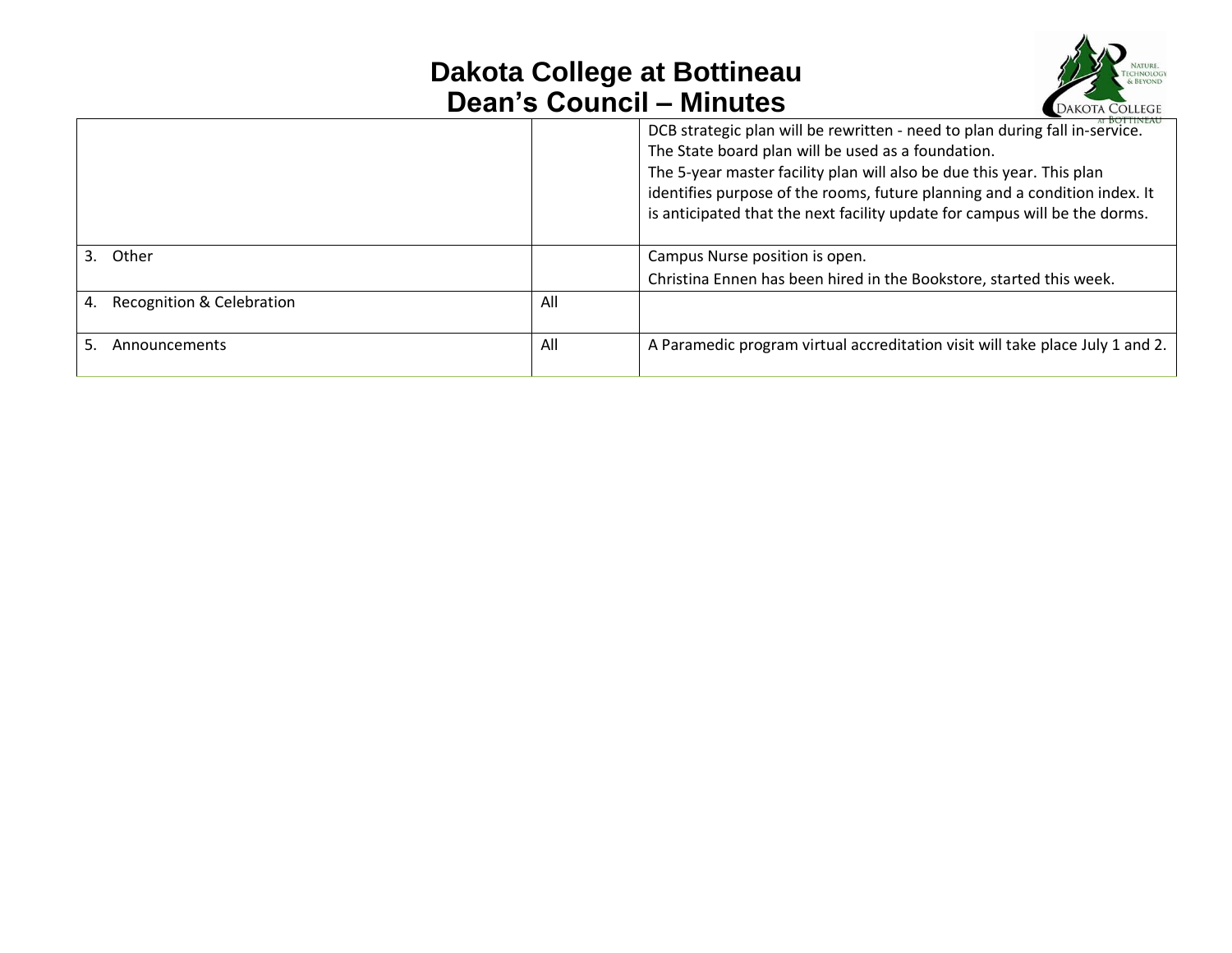| | | |
|---|---|---|
| | | DCB strategic plan will be rewritten - need to plan during fall in-service. The State board plan will be used as a foundation. The 5-year master facility plan will also be due this year. This plan identifies purpose of the rooms, future planning and a condition index. It is anticipated that the next facility update for campus will be the dorms. |
| 3. Other | | Campus Nurse position is open. Christina Ennen has been hired in the Bookstore, started this week. |
| 4. Recognition & Celebration | All | |
| 5. Announcements | All | A Paramedic program virtual accreditation visit will take place July 1 and 2. |